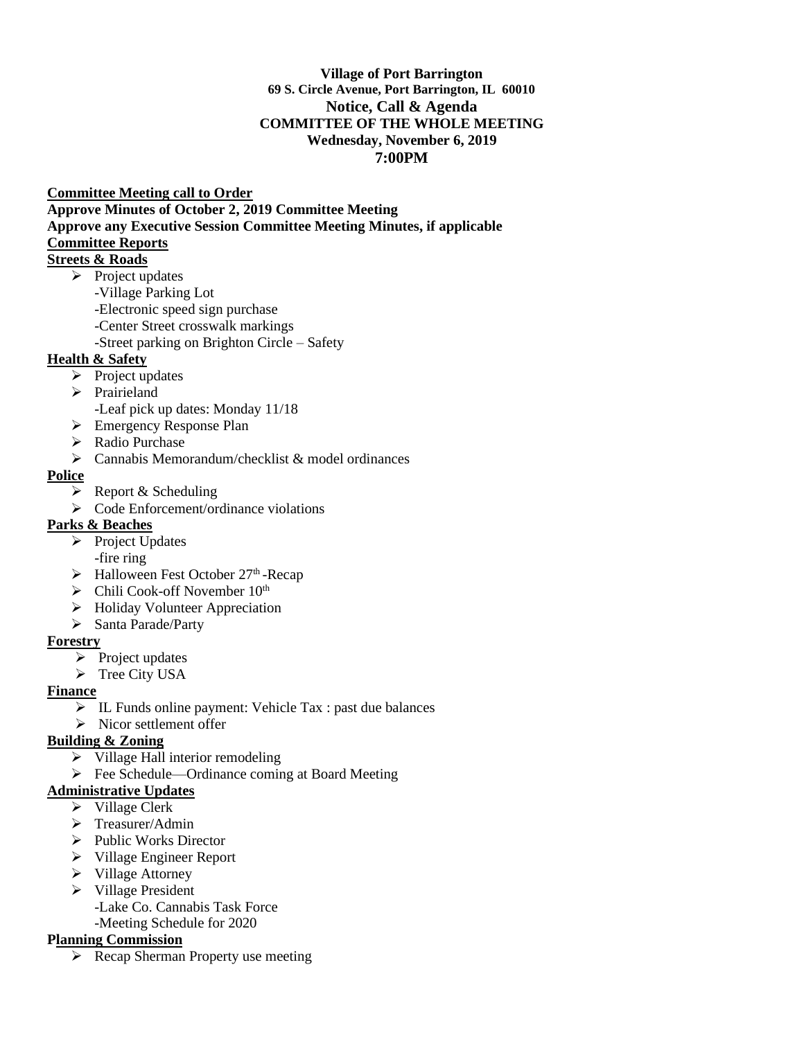**Village of Port Barrington**
**69 S. Circle Avenue, Port Barrington, IL 60010**
**Notice, Call & Agenda**
**COMMITTEE OF THE WHOLE MEETING**
**Wednesday, November 6, 2019**
**7:00PM**

**Committee Meeting call to Order**

**Approve Minutes of October 2, 2019 Committee Meeting**

**Approve any Executive Session Committee Meeting Minutes, if applicable**

**Committee Reports**

**Streets & Roads**

- Project updates
  - -Village Parking Lot
  - -Electronic speed sign purchase
  - -Center Street crosswalk markings
  - -Street parking on Brighton Circle – Safety

**Health & Safety**

- Project updates
- Prairieland
  - -Leaf pick up dates: Monday 11/18
- Emergency Response Plan
- Radio Purchase
- Cannabis Memorandum/checklist & model ordinances

**Police**

- Report & Scheduling
- Code Enforcement/ordinance violations

**Parks & Beaches**

- Project Updates
  - -fire ring
- Halloween Fest October 27th -Recap
- Chili Cook-off November 10th
- Holiday Volunteer Appreciation
- Santa Parade/Party

**Forestry**

- Project updates
- Tree City USA

**Finance**

- IL Funds online payment: Vehicle Tax : past due balances
- Nicor settlement offer

**Building & Zoning**

- Village Hall interior remodeling
- Fee Schedule—Ordinance coming at Board Meeting

**Administrative Updates**

- Village Clerk
- Treasurer/Admin
- Public Works Director
- Village Engineer Report
- Village Attorney
- Village President
  - -Lake Co. Cannabis Task Force
  - -Meeting Schedule for 2020

**Planning Commission**

- Recap Sherman Property use meeting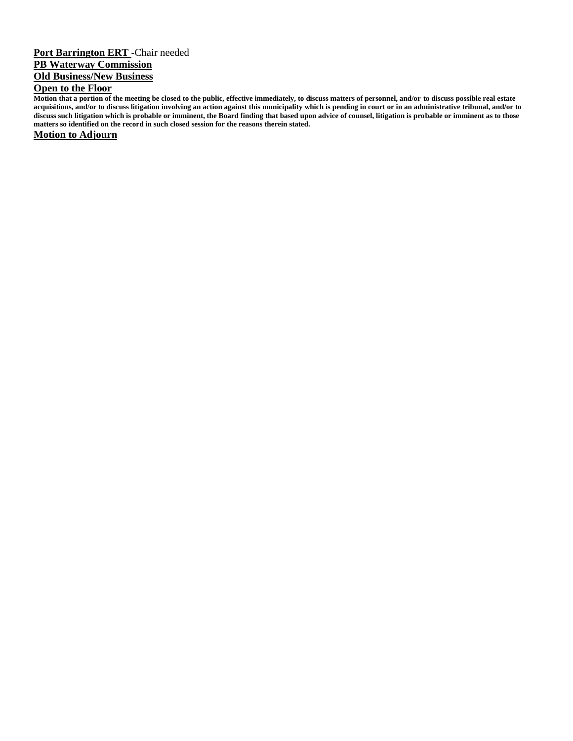**Port Barrington ERT** -Chair needed

**PB Waterway Commission**

**Old Business/New Business**

**Open to the Floor**

**Motion that a portion of the meeting be closed to the public, effective immediately, to discuss matters of personnel, and/or to discuss possible real estate acquisitions, and/or to discuss litigation involving an action against this municipality which is pending in court or in an administrative tribunal, and/or to discuss such litigation which is probable or imminent, the Board finding that based upon advice of counsel, litigation is probable or imminent as to those matters so identified on the record in such closed session for the reasons therein stated.**

**Motion to Adjourn**